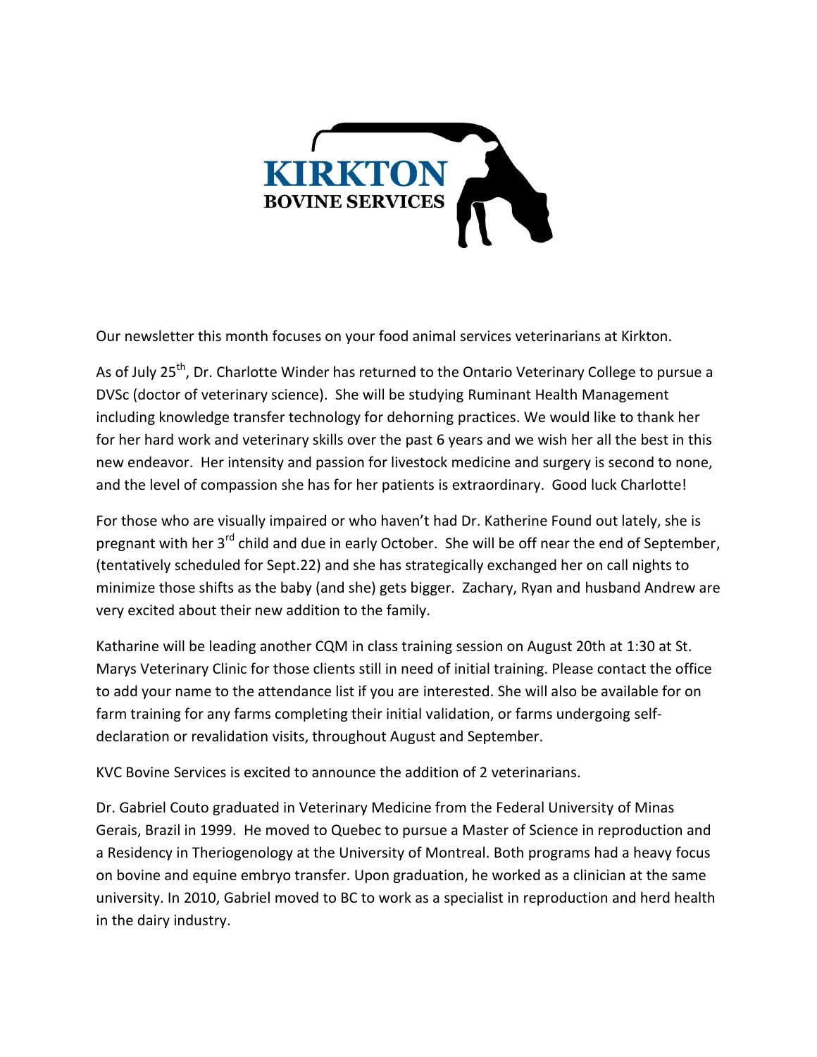# KIRKTON
## BOVINE SERVICES

Our newsletter this month focuses on your food animal services veterinarians at Kirkton.

As of July 25th, Dr. Charlotte Winder has returned to the Ontario Veterinary College to pursue a DVSc (doctor of veterinary science). She will be studying Ruminant Health Management including knowledge transfer technology for dehorning practices. We would like to thank her for her hard work and veterinary skills over the past 6 years and we wish her all the best in this new endeavor. Her intensity and passion for livestock medicine and surgery is second to none, and the level of compassion she has for her patients is extraordinary. Good luck Charlotte!

For those who are visually impaired or who haven't had Dr. Katherine Found out lately, she is pregnant with her 3rd child and due in early October. She will be off near the end of September, (tentatively scheduled for Sept.22) and she has strategically exchanged her on call nights to minimize those shifts as the baby (and she) gets bigger. Zachary, Ryan and husband Andrew are very excited about their new addition to the family.

Katharine will be leading another CQM in class training session on August 20th at 1:30 at St. Marys Veterinary Clinic for those clients still in need of initial training. Please contact the office to add your name to the attendance list if you are interested. She will also be available for on farm training for any farms completing their initial validation, or farms undergoing self-declaration or revalidation visits, throughout August and September.

KVC Bovine Services is excited to announce the addition of 2 veterinarians.

Dr. Gabriel Couto graduated in Veterinary Medicine from the Federal University of Minas Gerais, Brazil in 1999. He moved to Quebec to pursue a Master of Science in reproduction and a Residency in Theriogenology at the University of Montreal. Both programs had a heavy focus on bovine and equine embryo transfer. Upon graduation, he worked as a clinician at the same university. In 2010, Gabriel moved to BC to work as a specialist in reproduction and herd health in the dairy industry.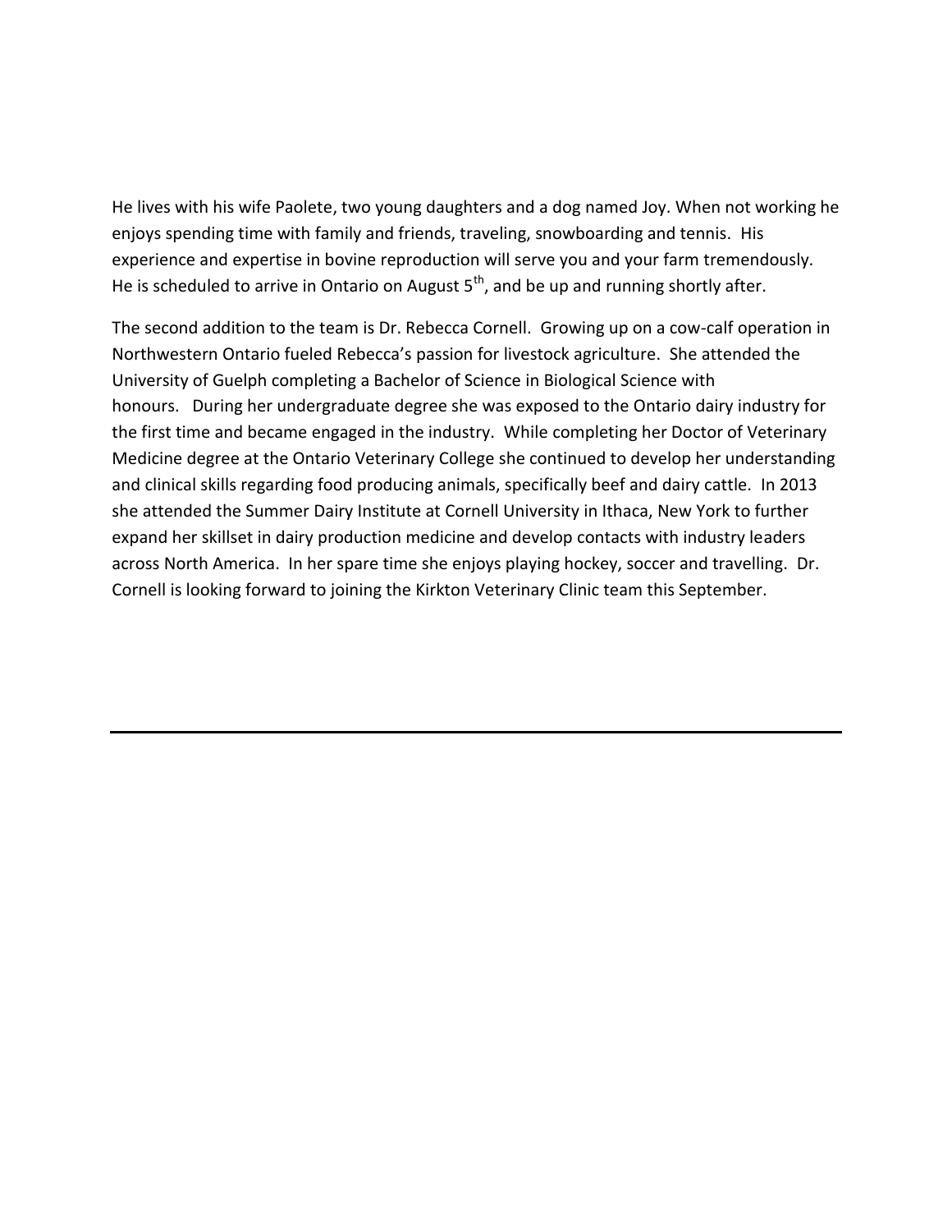He lives with his wife Paolete, two young daughters and a dog named Joy. When not working he enjoys spending time with family and friends, traveling, snowboarding and tennis. His experience and expertise in bovine reproduction will serve you and your farm tremendously. He is scheduled to arrive in Ontario on August 5th, and be up and running shortly after.

The second addition to the team is Dr. Rebecca Cornell. Growing up on a cow-calf operation in Northwestern Ontario fueled Rebecca's passion for livestock agriculture. She attended the University of Guelph completing a Bachelor of Science in Biological Science with honours. During her undergraduate degree she was exposed to the Ontario dairy industry for the first time and became engaged in the industry. While completing her Doctor of Veterinary Medicine degree at the Ontario Veterinary College she continued to develop her understanding and clinical skills regarding food producing animals, specifically beef and dairy cattle. In 2013 she attended the Summer Dairy Institute at Cornell University in Ithaca, New York to further expand her skillset in dairy production medicine and develop contacts with industry leaders across North America. In her spare time she enjoys playing hockey, soccer and travelling. Dr. Cornell is looking forward to joining the Kirkton Veterinary Clinic team this September.

---